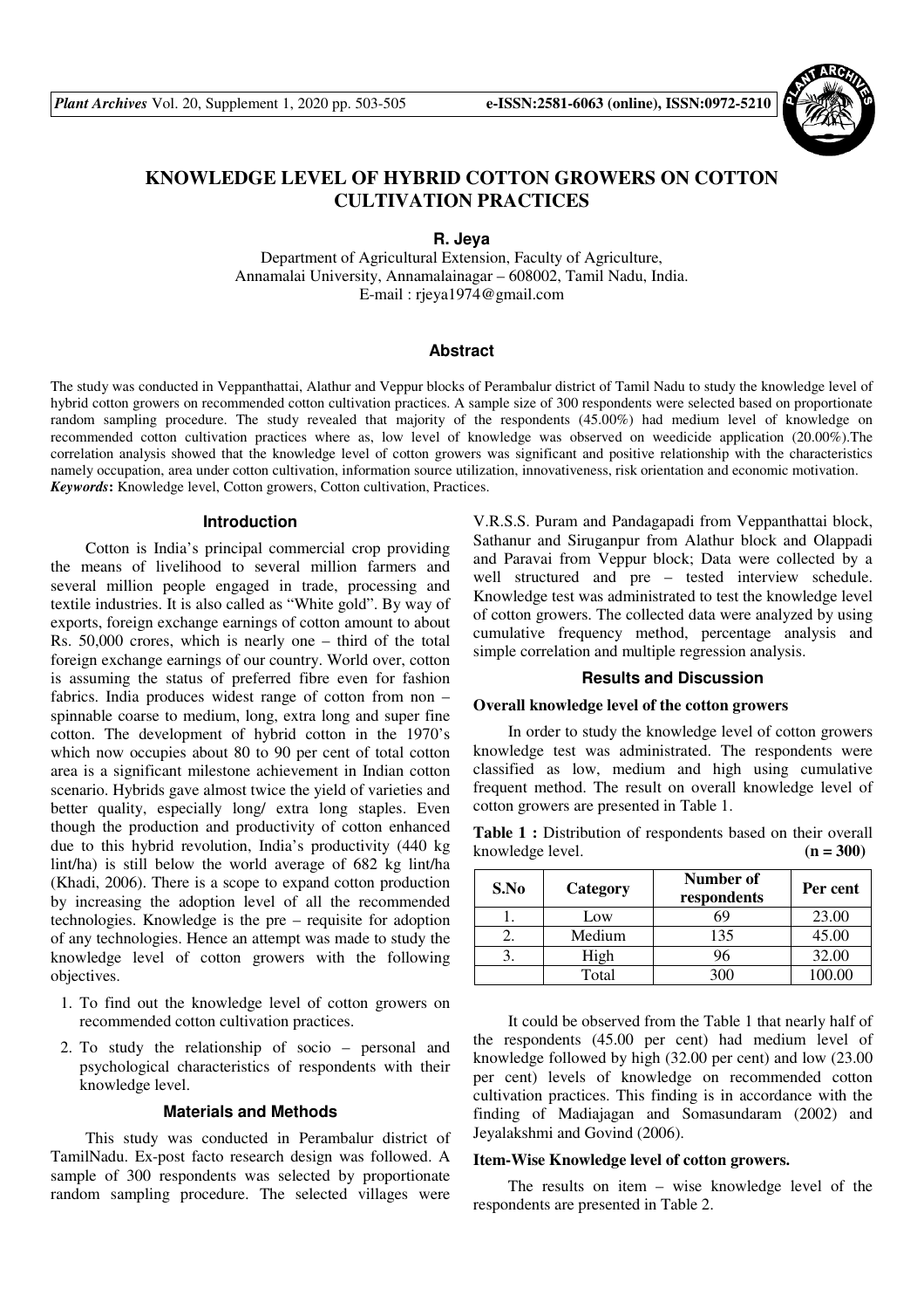# KNOWLEDGE LEVEL OF HYBRID COTTON GROWERS ON COTTON CULTIVATION PRACTICES

**R. Jeya**

Department of Agricultural Extension, Faculty of Agriculture,
Annamalai University, Annamalainagar – 608002, Tamil Nadu, India.
E-mail : rjeya1974@gmail.com

## Abstract

The study was conducted in Veppanthattai, Alathur and Veppur blocks of Perambalur district of Tamil Nadu to study the knowledge level of hybrid cotton growers on recommended cotton cultivation practices. A sample size of 300 respondents were selected based on proportionate random sampling procedure. The study revealed that majority of the respondents (45.00%) had medium level of knowledge on recommended cotton cultivation practices where as, low level of knowledge was observed on weedicide application (20.00%).The correlation analysis showed that the knowledge level of cotton growers was significant and positive relationship with the characteristics namely occupation, area under cotton cultivation, information source utilization, innovativeness, risk orientation and economic motivation.

***Keywords*:** Knowledge level, Cotton growers, Cotton cultivation, Practices.

## Introduction

Cotton is India's principal commercial crop providing the means of livelihood to several million farmers and several million people engaged in trade, processing and textile industries. It is also called as "White gold". By way of exports, foreign exchange earnings of cotton amount to about Rs. 50,000 crores, which is nearly one – third of the total foreign exchange earnings of our country. World over, cotton is assuming the status of preferred fibre even for fashion fabrics. India produces widest range of cotton from non – spinnable coarse to medium, long, extra long and super fine cotton. The development of hybrid cotton in the 1970's which now occupies about 80 to 90 per cent of total cotton area is a significant milestone achievement in Indian cotton scenario. Hybrids gave almost twice the yield of varieties and better quality, especially long/ extra long staples. Even though the production and productivity of cotton enhanced due to this hybrid revolution, India's productivity (440 kg lint/ha) is still below the world average of 682 kg lint/ha (Khadi, 2006). There is a scope to expand cotton production by increasing the adoption level of all the recommended technologies. Knowledge is the pre – requisite for adoption of any technologies. Hence an attempt was made to study the knowledge level of cotton growers with the following objectives.

1. To find out the knowledge level of cotton growers on recommended cotton cultivation practices.
2. To study the relationship of socio – personal and psychological characteristics of respondents with their knowledge level.

## Materials and Methods

This study was conducted in Perambalur district of TamilNadu. Ex-post facto research design was followed. A sample of 300 respondents was selected by proportionate random sampling procedure. The selected villages were V.R.S.S. Puram and Pandagapadi from Veppanthattai block, Sathanur and Siruganpur from Alathur block and Olappadi and Paravai from Veppur block; Data were collected by a well structured and pre – tested interview schedule. Knowledge test was administrated to test the knowledge level of cotton growers. The collected data were analyzed by using cumulative frequency method, percentage analysis and simple correlation and multiple regression analysis.

## Results and Discussion

### Overall knowledge level of the cotton growers

In order to study the knowledge level of cotton growers knowledge test was administrated. The respondents were classified as low, medium and high using cumulative frequent method. The result on overall knowledge level of cotton growers are presented in Table 1.

**Table 1 :** Distribution of respondents based on their overall knowledge level. **(n = 300)**

| S.No | Category | Number of respondents | Per cent |
|---|---|---|---|
| 1. | Low | 69 | 23.00 |
| 2. | Medium | 135 | 45.00 |
| 3. | High | 96 | 32.00 |
| | Total | 300 | 100.00 |

It could be observed from the Table 1 that nearly half of the respondents (45.00 per cent) had medium level of knowledge followed by high (32.00 per cent) and low (23.00 per cent) levels of knowledge on recommended cotton cultivation practices. This finding is in accordance with the finding of Madiajagan and Somasundaram (2002) and Jeyalakshmi and Govind (2006).

### Item-Wise Knowledge level of cotton growers.

The results on item – wise knowledge level of the respondents are presented in Table 2.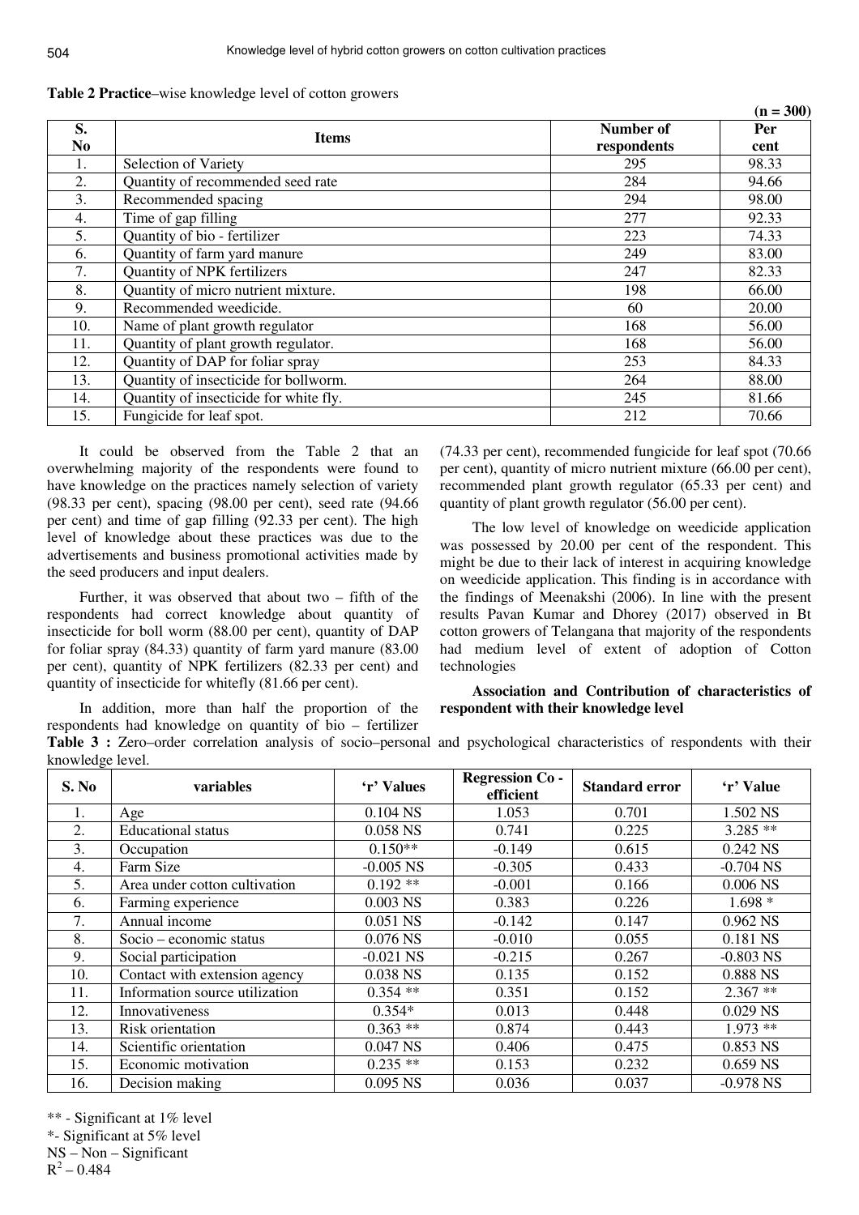**Table 2 Practice**–wise knowledge level of cotton growers

(n = 300)

| S. No | Items | Number of respondents | Per cent |
|---|---|---|---|
| 1. | Selection of Variety | 295 | 98.33 |
| 2. | Quantity of recommended seed rate | 284 | 94.66 |
| 3. | Recommended spacing | 294 | 98.00 |
| 4. | Time of gap filling | 277 | 92.33 |
| 5. | Quantity of bio - fertilizer | 223 | 74.33 |
| 6. | Quantity of farm yard manure | 249 | 83.00 |
| 7. | Quantity of NPK fertilizers | 247 | 82.33 |
| 8. | Quantity of micro nutrient mixture. | 198 | 66.00 |
| 9. | Recommended weedicide. | 60 | 20.00 |
| 10. | Name of plant growth regulator | 168 | 56.00 |
| 11. | Quantity of plant growth regulator. | 168 | 56.00 |
| 12. | Quantity of DAP for foliar spray | 253 | 84.33 |
| 13. | Quantity of insecticide for bollworm. | 264 | 88.00 |
| 14. | Quantity of insecticide for white fly. | 245 | 81.66 |
| 15. | Fungicide for leaf spot. | 212 | 70.66 |

It could be observed from the Table 2 that an overwhelming majority of the respondents were found to have knowledge on the practices namely selection of variety (98.33 per cent), spacing (98.00 per cent), seed rate (94.66 per cent) and time of gap filling (92.33 per cent). The high level of knowledge about these practices was due to the advertisements and business promotional activities made by the seed producers and input dealers.

Further, it was observed that about two – fifth of the respondents had correct knowledge about quantity of insecticide for boll worm (88.00 per cent), quantity of DAP for foliar spray (84.33) quantity of farm yard manure (83.00 per cent), quantity of NPK fertilizers (82.33 per cent) and quantity of insecticide for whitefly (81.66 per cent).

In addition, more than half the proportion of the respondents had knowledge on quantity of bio – fertilizer (74.33 per cent), recommended fungicide for leaf spot (70.66 per cent), quantity of micro nutrient mixture (66.00 per cent), recommended plant growth regulator (65.33 per cent) and quantity of plant growth regulator (56.00 per cent).

The low level of knowledge on weedicide application was possessed by 20.00 per cent of the respondent. This might be due to their lack of interest in acquiring knowledge on weedicide application. This finding is in accordance with the findings of Meenakshi (2006). In line with the present results Pavan Kumar and Dhorey (2017) observed in Bt cotton growers of Telangana that majority of the respondents had medium level of extent of adoption of Cotton technologies

**Association and Contribution of characteristics of respondent with their knowledge level**

**Table 3 :** Zero–order correlation analysis of socio–personal and psychological characteristics of respondents with their knowledge level.

| S. No | variables | 'r' Values | Regression Co - efficient | Standard error | 'r' Value |
|---|---|---|---|---|---|
| 1. | Age | 0.104 NS | 1.053 | 0.701 | 1.502 NS |
| 2. | Educational status | 0.058 NS | 0.741 | 0.225 | 3.285 ** |
| 3. | Occupation | 0.150** | -0.149 | 0.615 | 0.242 NS |
| 4. | Farm Size | -0.005 NS | -0.305 | 0.433 | -0.704 NS |
| 5. | Area under cotton cultivation | 0.192 ** | -0.001 | 0.166 | 0.006 NS |
| 6. | Farming experience | 0.003 NS | 0.383 | 0.226 | 1.698 * |
| 7. | Annual income | 0.051 NS | -0.142 | 0.147 | 0.962 NS |
| 8. | Socio – economic status | 0.076 NS | -0.010 | 0.055 | 0.181 NS |
| 9. | Social participation | -0.021 NS | -0.215 | 0.267 | -0.803 NS |
| 10. | Contact with extension agency | 0.038 NS | 0.135 | 0.152 | 0.888 NS |
| 11. | Information source utilization | 0.354 ** | 0.351 | 0.152 | 2.367 ** |
| 12. | Innovativeness | 0.354* | 0.013 | 0.448 | 0.029 NS |
| 13. | Risk orientation | 0.363 ** | 0.874 | 0.443 | 1.973 ** |
| 14. | Scientific orientation | 0.047 NS | 0.406 | 0.475 | 0.853 NS |
| 15. | Economic motivation | 0.235 ** | 0.153 | 0.232 | 0.659 NS |
| 16. | Decision making | 0.095 NS | 0.036 | 0.037 | -0.978 NS |

** - Significant at 1% level

*- Significant at 5% level

NS – Non – Significant

$R^2$ – 0.484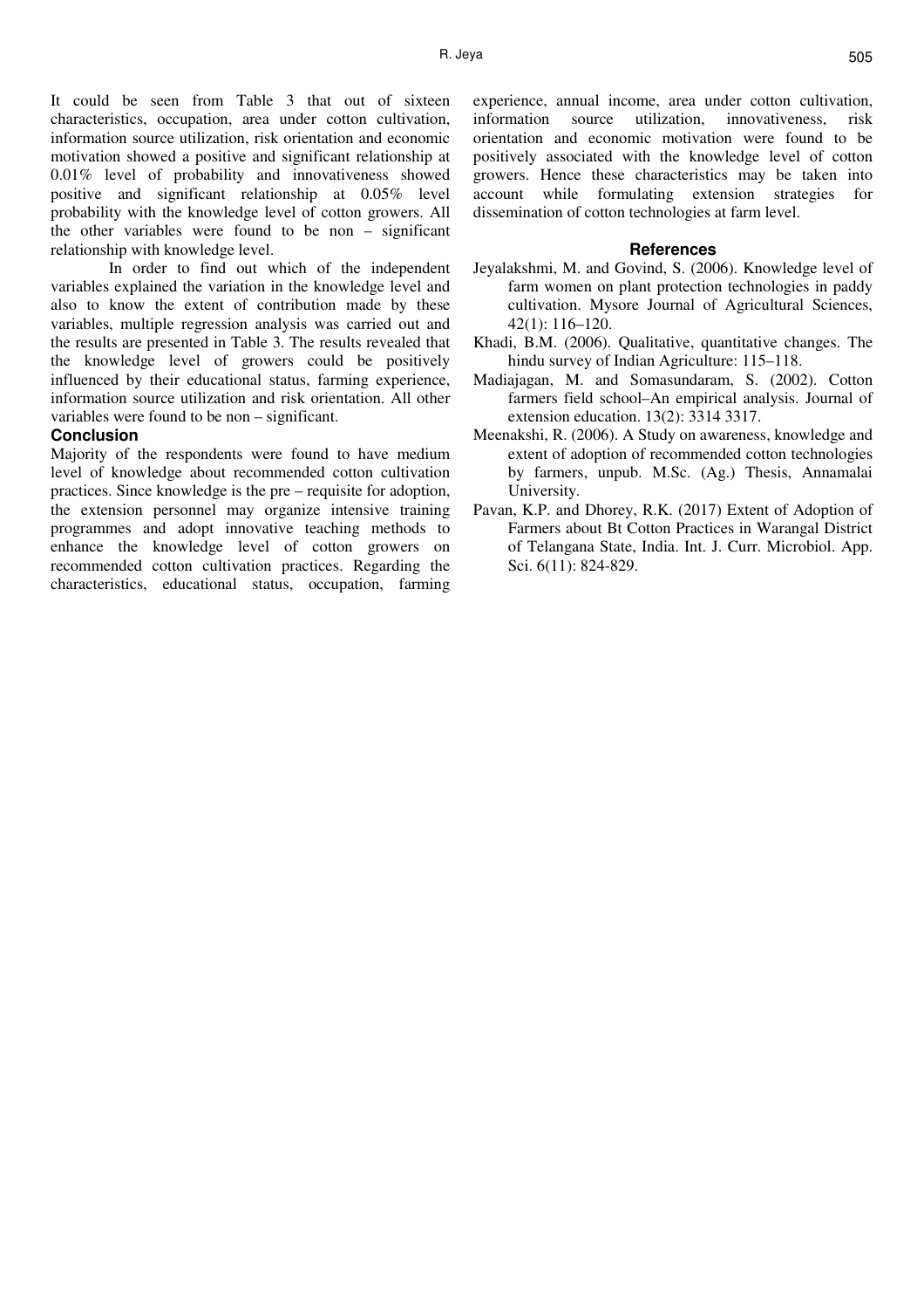It could be seen from Table 3 that out of sixteen characteristics, occupation, area under cotton cultivation, information source utilization, risk orientation and economic motivation showed a positive and significant relationship at 0.01% level of probability and innovativeness showed positive and significant relationship at 0.05% level probability with the knowledge level of cotton growers. All the other variables were found to be non – significant relationship with knowledge level.

In order to find out which of the independent variables explained the variation in the knowledge level and also to know the extent of contribution made by these variables, multiple regression analysis was carried out and the results are presented in Table 3. The results revealed that the knowledge level of growers could be positively influenced by their educational status, farming experience, information source utilization and risk orientation. All other variables were found to be non – significant.

## Conclusion

Majority of the respondents were found to have medium level of knowledge about recommended cotton cultivation practices. Since knowledge is the pre – requisite for adoption, the extension personnel may organize intensive training programmes and adopt innovative teaching methods to enhance the knowledge level of cotton growers on recommended cotton cultivation practices. Regarding the characteristics, educational status, occupation, farming experience, annual income, area under cotton cultivation, information source utilization, innovativeness, risk orientation and economic motivation were found to be positively associated with the knowledge level of cotton growers. Hence these characteristics may be taken into account while formulating extension strategies for dissemination of cotton technologies at farm level.

## References

Jeyalakshmi, M. and Govind, S. (2006). Knowledge level of farm women on plant protection technologies in paddy cultivation. Mysore Journal of Agricultural Sciences, 42(1): 116–120.

Khadi, B.M. (2006). Qualitative, quantitative changes. The hindu survey of Indian Agriculture: 115–118.

Madiajagan, M. and Somasundaram, S. (2002). Cotton farmers field school–An empirical analysis. Journal of extension education. 13(2): 3314 3317.

Meenakshi, R. (2006). A Study on awareness, knowledge and extent of adoption of recommended cotton technologies by farmers, unpub. M.Sc. (Ag.) Thesis, Annamalai University.

Pavan, K.P. and Dhorey, R.K. (2017) Extent of Adoption of Farmers about Bt Cotton Practices in Warangal District of Telangana State, India. Int. J. Curr. Microbiol. App. Sci. 6(11): 824-829.